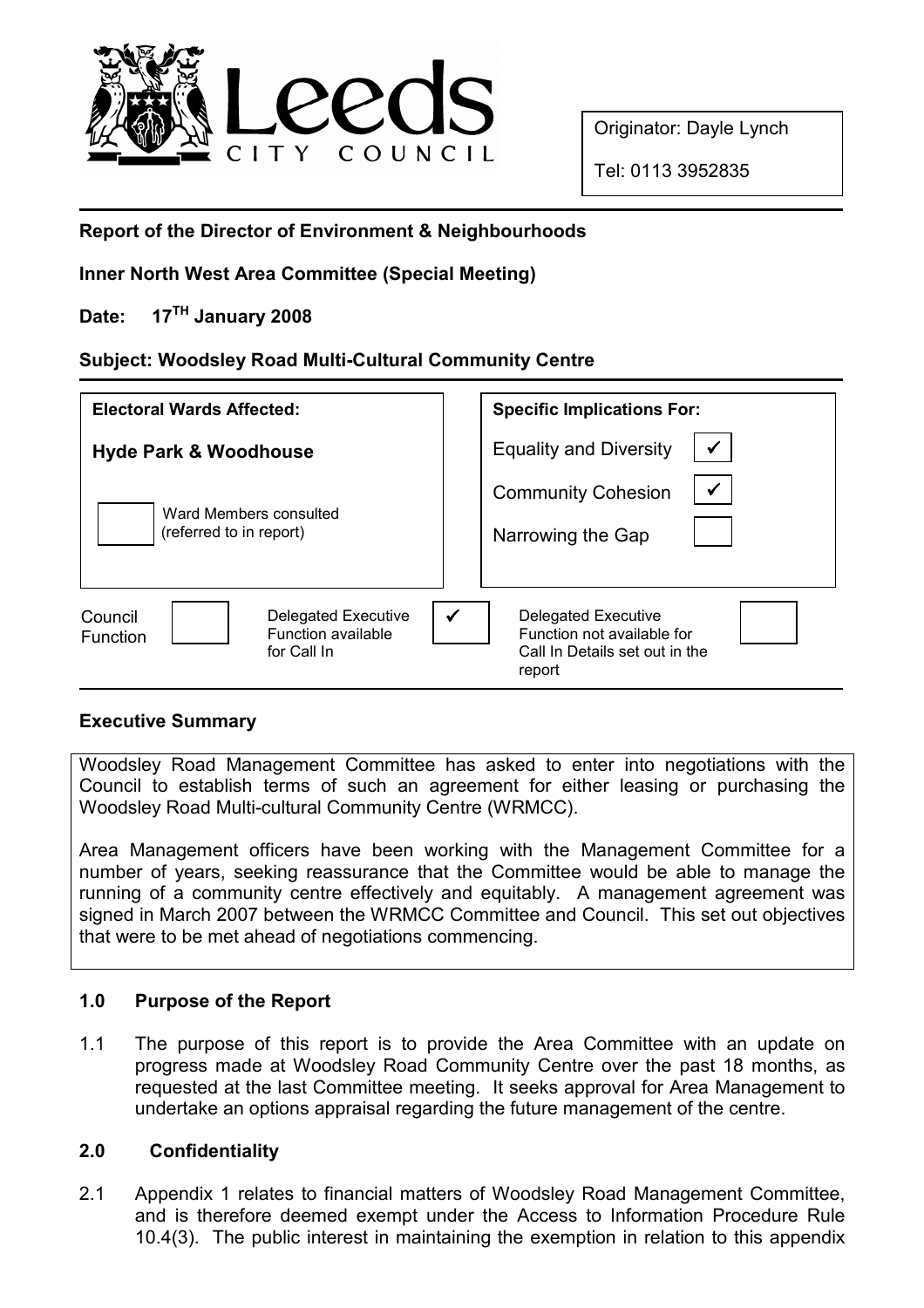Originator: Dayle Lynch

Tel: 0113 3952835

**Report of the Director of Environment & Neighbourhoods**

**Inner North West Area Committee (Special Meeting)**

**Date: 17TH January 2008**

**Subject: Woodsley Road Multi-Cultural Community Centre**

| **Electoral Wards Affected:** | **Specific Implications For:** | |
|---|---|---|
| **Hyde Park & Woodhouse** | Equality and Diversity | ✓ |
| | Community Cohesion | ✓ |
| ☐ Ward Members consulted (referred to in report) | Narrowing the Gap | ☐ |

| Council Function | ☐ | Delegated Executive Function available for Call In | ✓ | Delegated Executive Function not available for Call In Details set out in the report | ☐ |
|---|---|---|---|---|---|

**Executive Summary**

Woodsley Road Management Committee has asked to enter into negotiations with the Council to establish terms of such an agreement for either leasing or purchasing the Woodsley Road Multi-cultural Community Centre (WRMCC).

Area Management officers have been working with the Management Committee for a number of years, seeking reassurance that the Committee would be able to manage the running of a community centre effectively and equitably. A management agreement was signed in March 2007 between the WRMCC Committee and Council. This set out objectives that were to be met ahead of negotiations commencing.

## 1.0 Purpose of the Report

1.1 The purpose of this report is to provide the Area Committee with an update on progress made at Woodsley Road Community Centre over the past 18 months, as requested at the last Committee meeting. It seeks approval for Area Management to undertake an options appraisal regarding the future management of the centre.

## 2.0 Confidentiality

2.1 Appendix 1 relates to financial matters of Woodsley Road Management Committee, and is therefore deemed exempt under the Access to Information Procedure Rule 10.4(3). The public interest in maintaining the exemption in relation to this appendix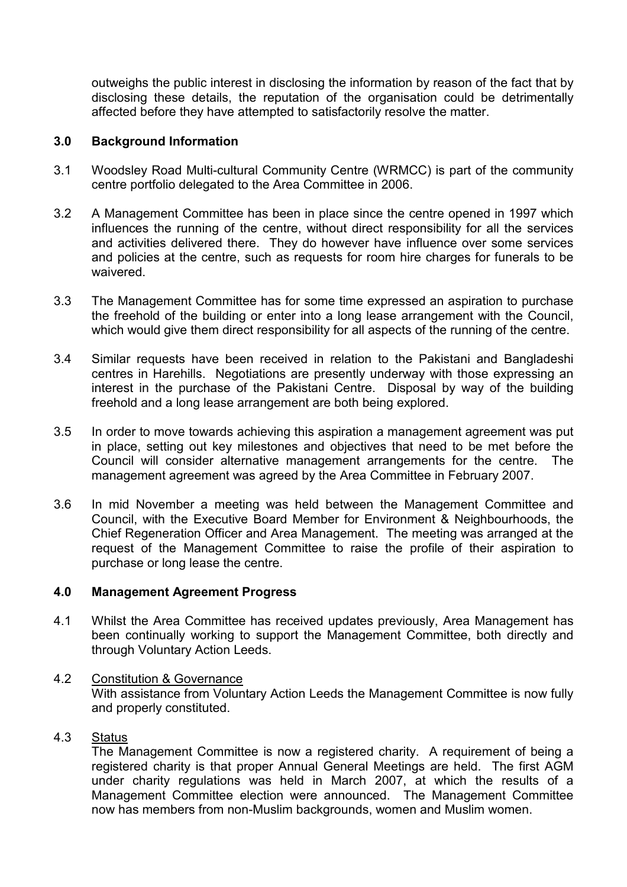outweighs the public interest in disclosing the information by reason of the fact that by disclosing these details, the reputation of the organisation could be detrimentally affected before they have attempted to satisfactorily resolve the matter.

## 3.0 Background Information

3.1 Woodsley Road Multi-cultural Community Centre (WRMCC) is part of the community centre portfolio delegated to the Area Committee in 2006.

3.2 A Management Committee has been in place since the centre opened in 1997 which influences the running of the centre, without direct responsibility for all the services and activities delivered there. They do however have influence over some services and policies at the centre, such as requests for room hire charges for funerals to be waivered.

3.3 The Management Committee has for some time expressed an aspiration to purchase the freehold of the building or enter into a long lease arrangement with the Council, which would give them direct responsibility for all aspects of the running of the centre.

3.4 Similar requests have been received in relation to the Pakistani and Bangladeshi centres in Harehills. Negotiations are presently underway with those expressing an interest in the purchase of the Pakistani Centre. Disposal by way of the building freehold and a long lease arrangement are both being explored.

3.5 In order to move towards achieving this aspiration a management agreement was put in place, setting out key milestones and objectives that need to be met before the Council will consider alternative management arrangements for the centre. The management agreement was agreed by the Area Committee in February 2007.

3.6 In mid November a meeting was held between the Management Committee and Council, with the Executive Board Member for Environment & Neighbourhoods, the Chief Regeneration Officer and Area Management. The meeting was arranged at the request of the Management Committee to raise the profile of their aspiration to purchase or long lease the centre.

## 4.0 Management Agreement Progress

4.1 Whilst the Area Committee has received updates previously, Area Management has been continually working to support the Management Committee, both directly and through Voluntary Action Leeds.

4.2 Constitution & Governance
With assistance from Voluntary Action Leeds the Management Committee is now fully and properly constituted.

4.3 Status
The Management Committee is now a registered charity. A requirement of being a registered charity is that proper Annual General Meetings are held. The first AGM under charity regulations was held in March 2007, at which the results of a Management Committee election were announced. The Management Committee now has members from non-Muslim backgrounds, women and Muslim women.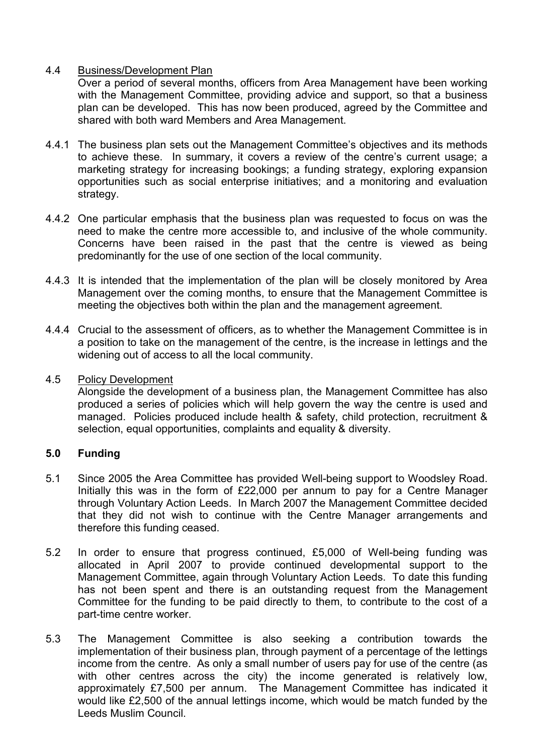4.4 Business/Development Plan

Over a period of several months, officers from Area Management have been working with the Management Committee, providing advice and support, so that a business plan can be developed. This has now been produced, agreed by the Committee and shared with both ward Members and Area Management.

4.4.1 The business plan sets out the Management Committee's objectives and its methods to achieve these. In summary, it covers a review of the centre's current usage; a marketing strategy for increasing bookings; a funding strategy, exploring expansion opportunities such as social enterprise initiatives; and a monitoring and evaluation strategy.

4.4.2 One particular emphasis that the business plan was requested to focus on was the need to make the centre more accessible to, and inclusive of the whole community. Concerns have been raised in the past that the centre is viewed as being predominantly for the use of one section of the local community.

4.4.3 It is intended that the implementation of the plan will be closely monitored by Area Management over the coming months, to ensure that the Management Committee is meeting the objectives both within the plan and the management agreement.

4.4.4 Crucial to the assessment of officers, as to whether the Management Committee is in a position to take on the management of the centre, is the increase in lettings and the widening out of access to all the local community.

4.5 Policy Development

Alongside the development of a business plan, the Management Committee has also produced a series of policies which will help govern the way the centre is used and managed. Policies produced include health & safety, child protection, recruitment & selection, equal opportunities, complaints and equality & diversity.

## 5.0 Funding

5.1 Since 2005 the Area Committee has provided Well-being support to Woodsley Road. Initially this was in the form of £22,000 per annum to pay for a Centre Manager through Voluntary Action Leeds. In March 2007 the Management Committee decided that they did not wish to continue with the Centre Manager arrangements and therefore this funding ceased.

5.2 In order to ensure that progress continued, £5,000 of Well-being funding was allocated in April 2007 to provide continued developmental support to the Management Committee, again through Voluntary Action Leeds. To date this funding has not been spent and there is an outstanding request from the Management Committee for the funding to be paid directly to them, to contribute to the cost of a part-time centre worker.

5.3 The Management Committee is also seeking a contribution towards the implementation of their business plan, through payment of a percentage of the lettings income from the centre. As only a small number of users pay for use of the centre (as with other centres across the city) the income generated is relatively low, approximately £7,500 per annum. The Management Committee has indicated it would like £2,500 of the annual lettings income, which would be match funded by the Leeds Muslim Council.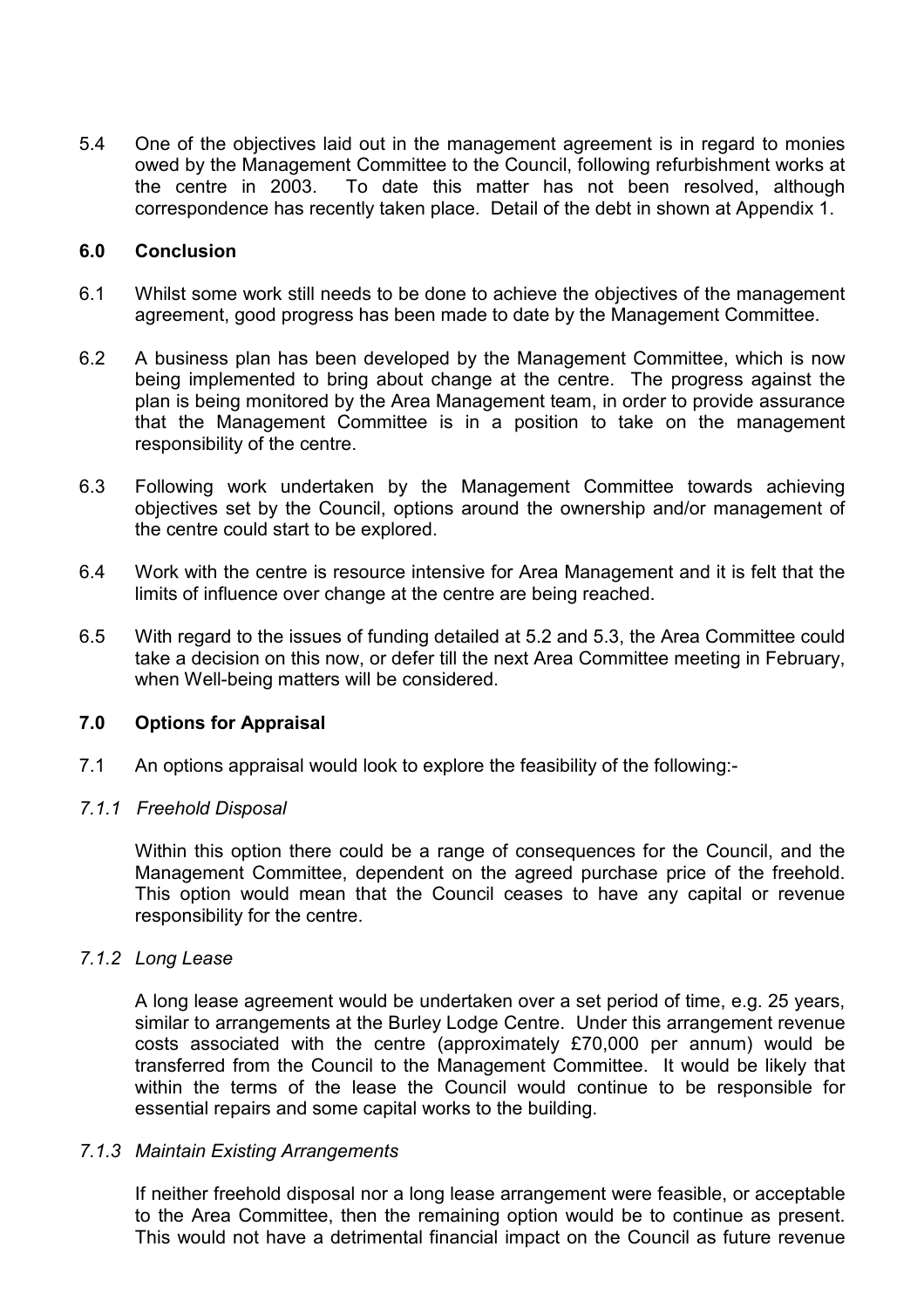5.4 One of the objectives laid out in the management agreement is in regard to monies owed by the Management Committee to the Council, following refurbishment works at the centre in 2003. To date this matter has not been resolved, although correspondence has recently taken place. Detail of the debt in shown at Appendix 1.

## 6.0 Conclusion

6.1 Whilst some work still needs to be done to achieve the objectives of the management agreement, good progress has been made to date by the Management Committee.

6.2 A business plan has been developed by the Management Committee, which is now being implemented to bring about change at the centre. The progress against the plan is being monitored by the Area Management team, in order to provide assurance that the Management Committee is in a position to take on the management responsibility of the centre.

6.3 Following work undertaken by the Management Committee towards achieving objectives set by the Council, options around the ownership and/or management of the centre could start to be explored.

6.4 Work with the centre is resource intensive for Area Management and it is felt that the limits of influence over change at the centre are being reached.

6.5 With regard to the issues of funding detailed at 5.2 and 5.3, the Area Committee could take a decision on this now, or defer till the next Area Committee meeting in February, when Well-being matters will be considered.

## 7.0 Options for Appraisal

7.1 An options appraisal would look to explore the feasibility of the following:-

*7.1.1 Freehold Disposal*

Within this option there could be a range of consequences for the Council, and the Management Committee, dependent on the agreed purchase price of the freehold. This option would mean that the Council ceases to have any capital or revenue responsibility for the centre.

*7.1.2 Long Lease*

A long lease agreement would be undertaken over a set period of time, e.g. 25 years, similar to arrangements at the Burley Lodge Centre. Under this arrangement revenue costs associated with the centre (approximately £70,000 per annum) would be transferred from the Council to the Management Committee. It would be likely that within the terms of the lease the Council would continue to be responsible for essential repairs and some capital works to the building.

*7.1.3 Maintain Existing Arrangements*

If neither freehold disposal nor a long lease arrangement were feasible, or acceptable to the Area Committee, then the remaining option would be to continue as present. This would not have a detrimental financial impact on the Council as future revenue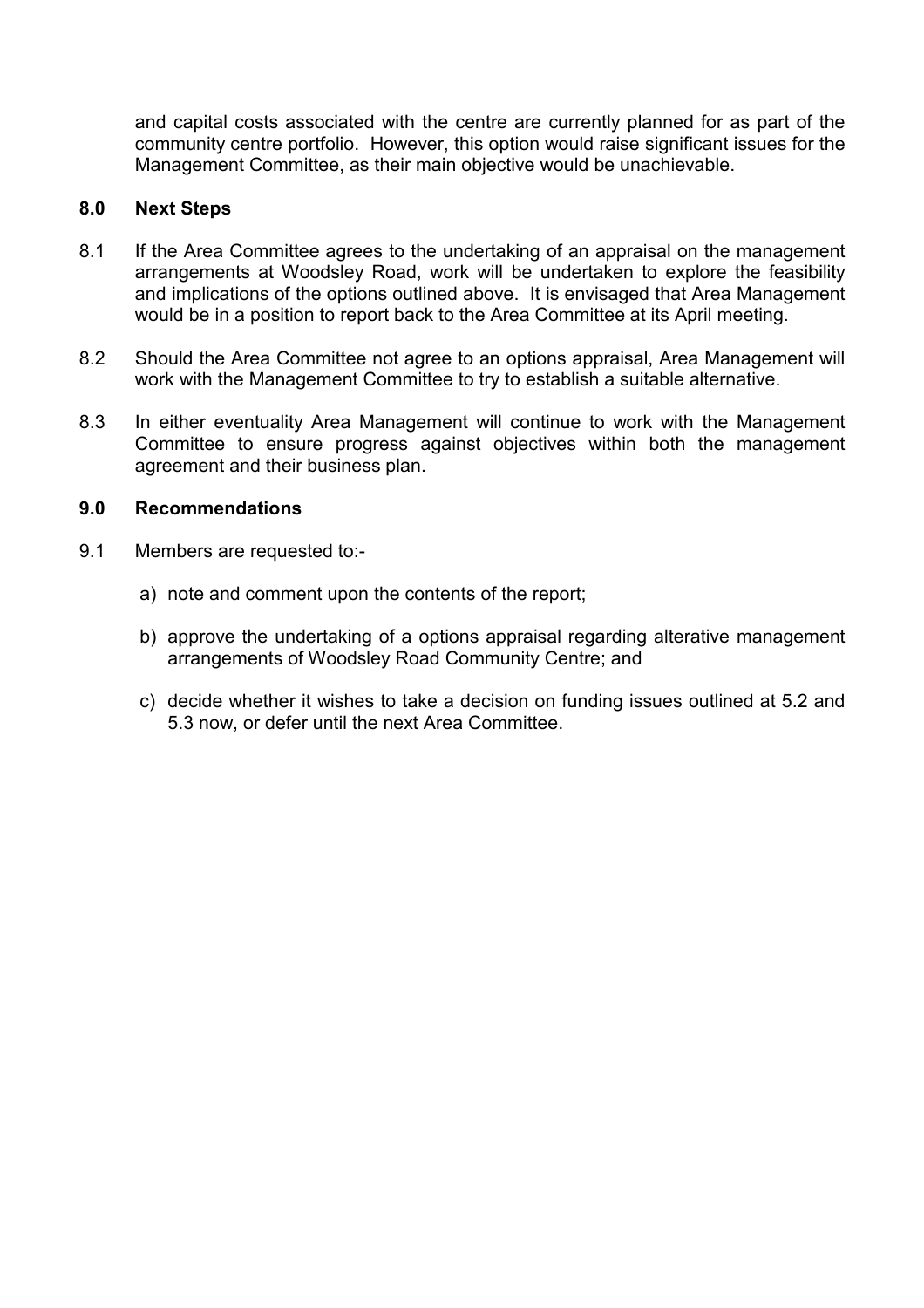and capital costs associated with the centre are currently planned for as part of the community centre portfolio. However, this option would raise significant issues for the Management Committee, as their main objective would be unachievable.

## 8.0 Next Steps

8.1 If the Area Committee agrees to the undertaking of an appraisal on the management arrangements at Woodsley Road, work will be undertaken to explore the feasibility and implications of the options outlined above. It is envisaged that Area Management would be in a position to report back to the Area Committee at its April meeting.

8.2 Should the Area Committee not agree to an options appraisal, Area Management will work with the Management Committee to try to establish a suitable alternative.

8.3 In either eventuality Area Management will continue to work with the Management Committee to ensure progress against objectives within both the management agreement and their business plan.

## 9.0 Recommendations

9.1 Members are requested to:-

a) note and comment upon the contents of the report;

b) approve the undertaking of a options appraisal regarding alterative management arrangements of Woodsley Road Community Centre; and

c) decide whether it wishes to take a decision on funding issues outlined at 5.2 and 5.3 now, or defer until the next Area Committee.